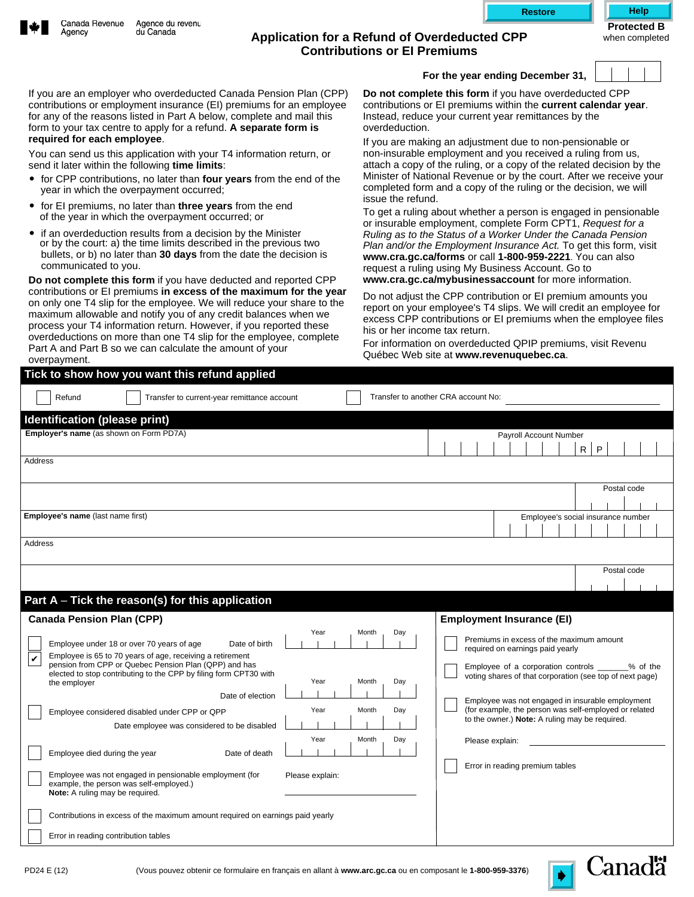Canada Revenue Agency / Agence du revenu du Canada

**Protected B** when completed

# Application for a Refund of Overdeducted CPP Contributions or EI Premiums

**For the year ending December 31,** ____

If you are an employer who overdeducted Canada Pension Plan (CPP) contributions or employment insurance (EI) premiums for an employee for any of the reasons listed in Part A below, complete and mail this form to your tax centre to apply for a refund. **A separate form is required for each employee**.

You can send us this application with your T4 information return, or send it later within the following **time limits**:

- for CPP contributions, no later than **four years** from the end of the year in which the overpayment occurred;
- for EI premiums, no later than **three years** from the end of the year in which the overpayment occurred; or
- if an overdeduction results from a decision by the Minister or by the court: a) the time limits described in the previous two bullets, or b) no later than **30 days** from the date the decision is communicated to you.

**Do not complete this form** if you have deducted and reported CPP contributions or EI premiums **in excess of the maximum for the year** on only one T4 slip for the employee. We will reduce your share to the maximum allowable and notify you of any credit balances when we process your T4 information return. However, if you reported these overdeductions on more than one T4 slip for the employee, complete Part A and Part B so we can calculate the amount of your overpayment.

**Do not complete this form** if you have overdeducted CPP contributions or EI premiums within the **current calendar year**. Instead, reduce your current year remittances by the overdeduction.

If you are making an adjustment due to non-pensionable or non-insurable employment and you received a ruling from us, attach a copy of the ruling, or a copy of the related decision by the Minister of National Revenue or by the court. After we receive your completed form and a copy of the ruling or the decision, we will issue the refund.

To get a ruling about whether a person is engaged in pensionable or insurable employment, complete Form CPT1, *Request for a Ruling as to the Status of a Worker Under the Canada Pension Plan and/or the Employment Insurance Act.* To get this form, visit **www.cra.gc.ca/forms** or call **1-800-959-2221**. You can also request a ruling using My Business Account. Go to **www.cra.gc.ca/mybusinessaccount** for more information.

Do not adjust the CPP contribution or EI premium amounts you report on your employee's T4 slips. We will credit an employee for excess CPP contributions or EI premiums when the employee files his or her income tax return.

For information on overdeducted QPIP premiums, visit Revenu Québec Web site at **www.revenuquebec.ca**.

## Tick to show how you want this refund applied

☐ Refund  ☐ Transfer to current-year remittance account  ☐ Transfer to another CRA account No: ____________

## Identification (please print)

**Employer's name** (as shown on Form PD7A): ____________
Payroll Account Number: _ _ _ _ _ _ _ _ _ R P _ _ _ _

Address: ____________
Postal code: ____________

**Employee's name** (last name first): ____________
Employee's social insurance number: ____________

Address: ____________
Postal code: ____________

## Part A – Tick the reason(s) for this application

### Canada Pension Plan (CPP)

☐ Employee under 18 or over 70 years of age — Date of birth (Year / Month / Day)

☑ Employee is 65 to 70 years of age, receiving a retirement pension from CPP or Quebec Pension Plan (QPP) and has elected to stop contributing to the CPP by filing form CPT30 with the employer — Date of election (Year / Month / Day)

☐ Employee considered disabled under CPP or QPP — Date employee was considered to be disabled (Year / Month / Day)

☐ Employee died during the year — Date of death (Year / Month / Day)

☐ Employee was not engaged in pensionable employment (for example, the person was self-employed.) **Note:** A ruling may be required. — Please explain: ____________

☐ Contributions in excess of the maximum amount required on earnings paid yearly

☐ Error in reading contribution tables

### Employment Insurance (EI)

☐ Premiums in excess of the maximum amount required on earnings paid yearly

☐ Employee of a corporation controls _______% of the voting shares of that corporation (see top of next page)

☐ Employee was not engaged in insurable employment (for example, the person was self-employed or related to the owner.) **Note:** A ruling may be required. — Please explain: ____________

☐ Error in reading premium tables

PD24 E (12)  (Vous pouvez obtenir ce formulaire en français en allant à **www.arc.gc.ca** ou en composant le **1-800-959-3376**)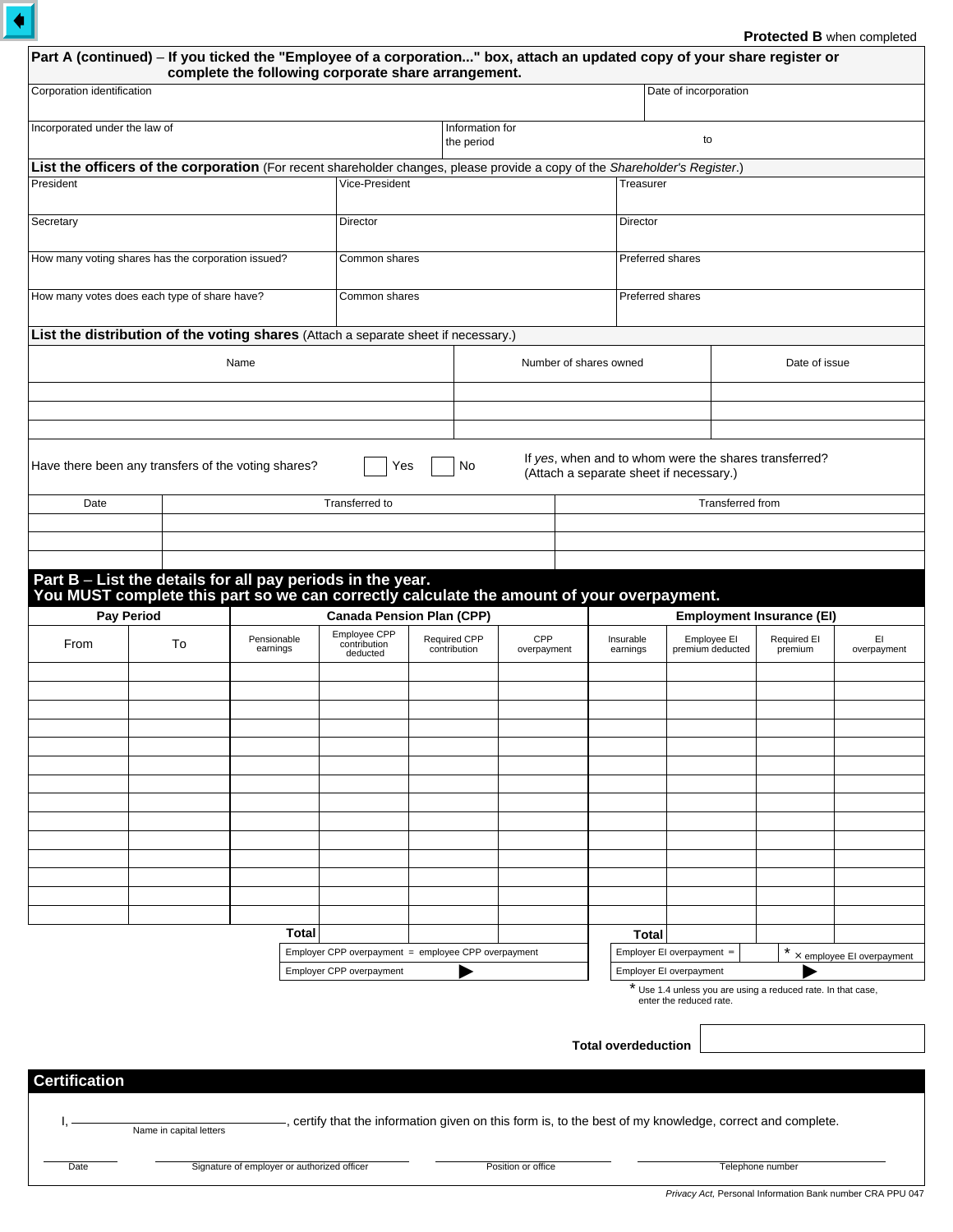**Protected B** when completed

## Part A (continued) – If you ticked the "Employee of a corporation..." box, attach an updated copy of your share register or complete the following corporate share arrangement.

| | |
|---|---|
| Corporation identification | Date of incorporation |
| Incorporated under the law of | Information for the period &nbsp;&nbsp;&nbsp;&nbsp; to |

### List the officers of the corporation (For recent shareholder changes, please provide a copy of the *Shareholder's Register*.)

| | | |
|---|---|---|
| President | Vice-President | Treasurer |
| Secretary | Director | Director |
| How many voting shares has the corporation issued? | Common shares | Preferred shares |
| How many votes does each type of share have? | Common shares | Preferred shares |

### List the distribution of the voting shares (Attach a separate sheet if necessary.)

| Name | Number of shares owned | Date of issue |
|---|---|---|
| | | |
| | | |
| | | |

Have there been any transfers of the voting shares? ☐ Yes ☐ No

If *yes*, when and to whom were the shares transferred? (Attach a separate sheet if necessary.)

| Date | Transferred to | Transferred from |
|---|---|---|
| | | |
| | | |
| | | |

## Part B – List the details for all pay periods in the year. You MUST complete this part so we can correctly calculate the amount of your overpayment.

| Pay Period | | Canada Pension Plan (CPP) | | | | Employment Insurance (EI) | | | |
|---|---|---|---|---|---|---|---|---|---|
| From | To | Pensionable earnings | Employee CPP contribution deducted | Required CPP contribution | CPP overpayment | Insurable earnings | Employee EI premium deducted | Required EI premium | EI overpayment |
| | | | | | | | | | |
| | | | | | | | | | |
| | | | | | | | | | |
| | | | | | | | | | |
| | | | | | | | | | |
| | | | | | | | | | |
| | | | | | | | | | |
| | | | | | | | | | |
| | | | | | | | | | |
| | | | | | | | | | |
| | | | | | | | | | |
| | | | | | | | | | |
| | | | | | | | | | |
| | | | | | | | | | |
| | | **Total** | | | | **Total** | | | |

Employer CPP overpayment = employee CPP overpayment

Employer CPP overpayment ▶

Employer EI overpayment = * × employee EI overpayment

Employer EI overpayment ▶

\* Use 1.4 unless you are using a reduced rate. In that case, enter the reduced rate.

**Total overdeduction**

## Certification

I, \_\_\_\_\_\_\_\_\_\_\_\_\_\_\_\_\_\_\_\_ (Name in capital letters), certify that the information given on this form is, to the best of my knowledge, correct and complete.

| | | | |
|---|---|---|---|
| Date | Signature of employer or authorized officer | Position or office | Telephone number |

*Privacy Act*, Personal Information Bank number CRA PPU 047